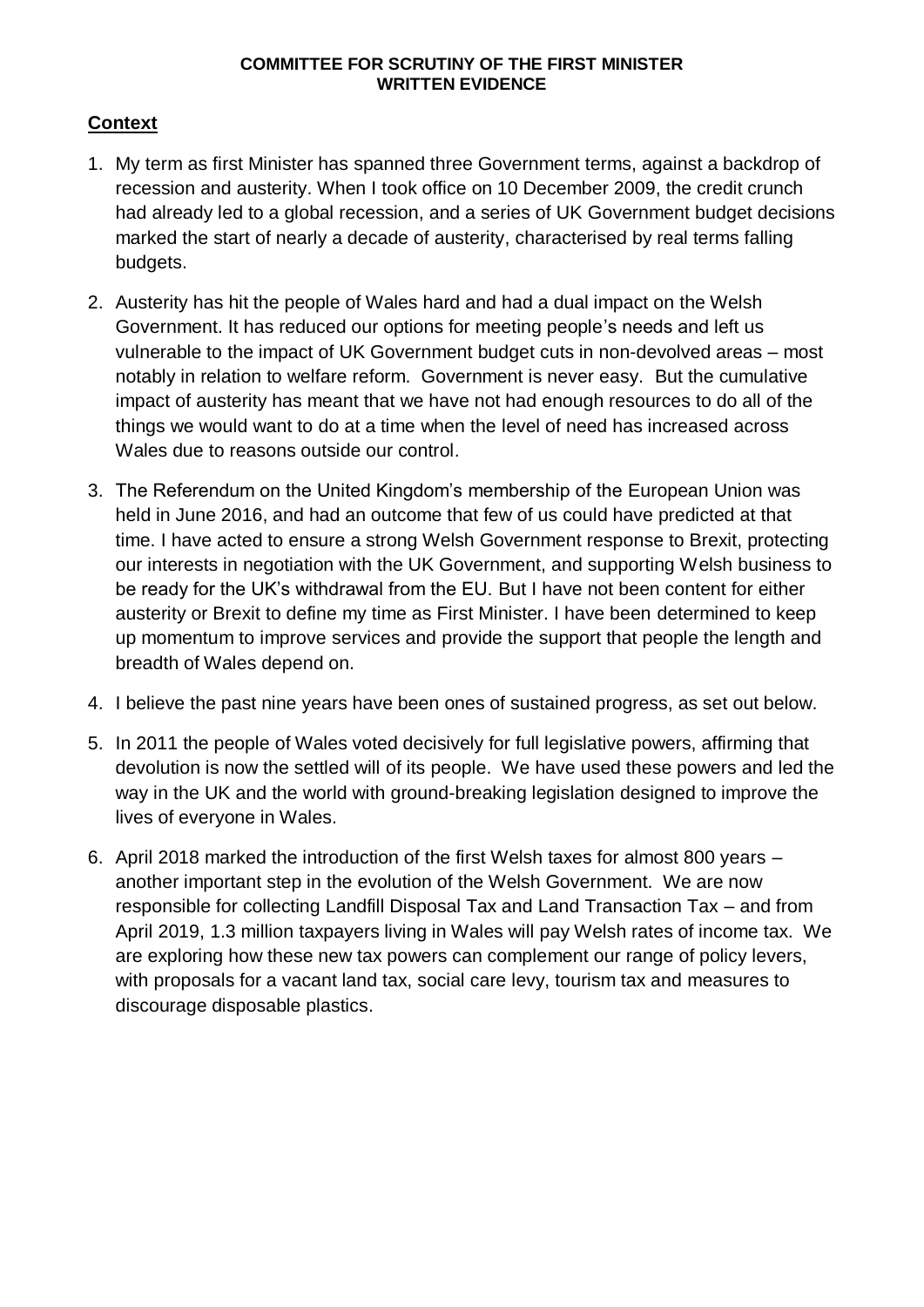**COMMITTEE FOR SCRUTINY OF THE FIRST MINISTER**
**WRITTEN EVIDENCE**

## Context

1. My term as first Minister has spanned three Government terms, against a backdrop of recession and austerity. When I took office on 10 December 2009, the credit crunch had already led to a global recession, and a series of UK Government budget decisions marked the start of nearly a decade of austerity, characterised by real terms falling budgets.

2. Austerity has hit the people of Wales hard and had a dual impact on the Welsh Government. It has reduced our options for meeting people's needs and left us vulnerable to the impact of UK Government budget cuts in non-devolved areas – most notably in relation to welfare reform. Government is never easy. But the cumulative impact of austerity has meant that we have not had enough resources to do all of the things we would want to do at a time when the level of need has increased across Wales due to reasons outside our control.

3. The Referendum on the United Kingdom's membership of the European Union was held in June 2016, and had an outcome that few of us could have predicted at that time. I have acted to ensure a strong Welsh Government response to Brexit, protecting our interests in negotiation with the UK Government, and supporting Welsh business to be ready for the UK's withdrawal from the EU. But I have not been content for either austerity or Brexit to define my time as First Minister. I have been determined to keep up momentum to improve services and provide the support that people the length and breadth of Wales depend on.

4. I believe the past nine years have been ones of sustained progress, as set out below.

5. In 2011 the people of Wales voted decisively for full legislative powers, affirming that devolution is now the settled will of its people. We have used these powers and led the way in the UK and the world with ground-breaking legislation designed to improve the lives of everyone in Wales.

6. April 2018 marked the introduction of the first Welsh taxes for almost 800 years – another important step in the evolution of the Welsh Government. We are now responsible for collecting Landfill Disposal Tax and Land Transaction Tax – and from April 2019, 1.3 million taxpayers living in Wales will pay Welsh rates of income tax. We are exploring how these new tax powers can complement our range of policy levers, with proposals for a vacant land tax, social care levy, tourism tax and measures to discourage disposable plastics.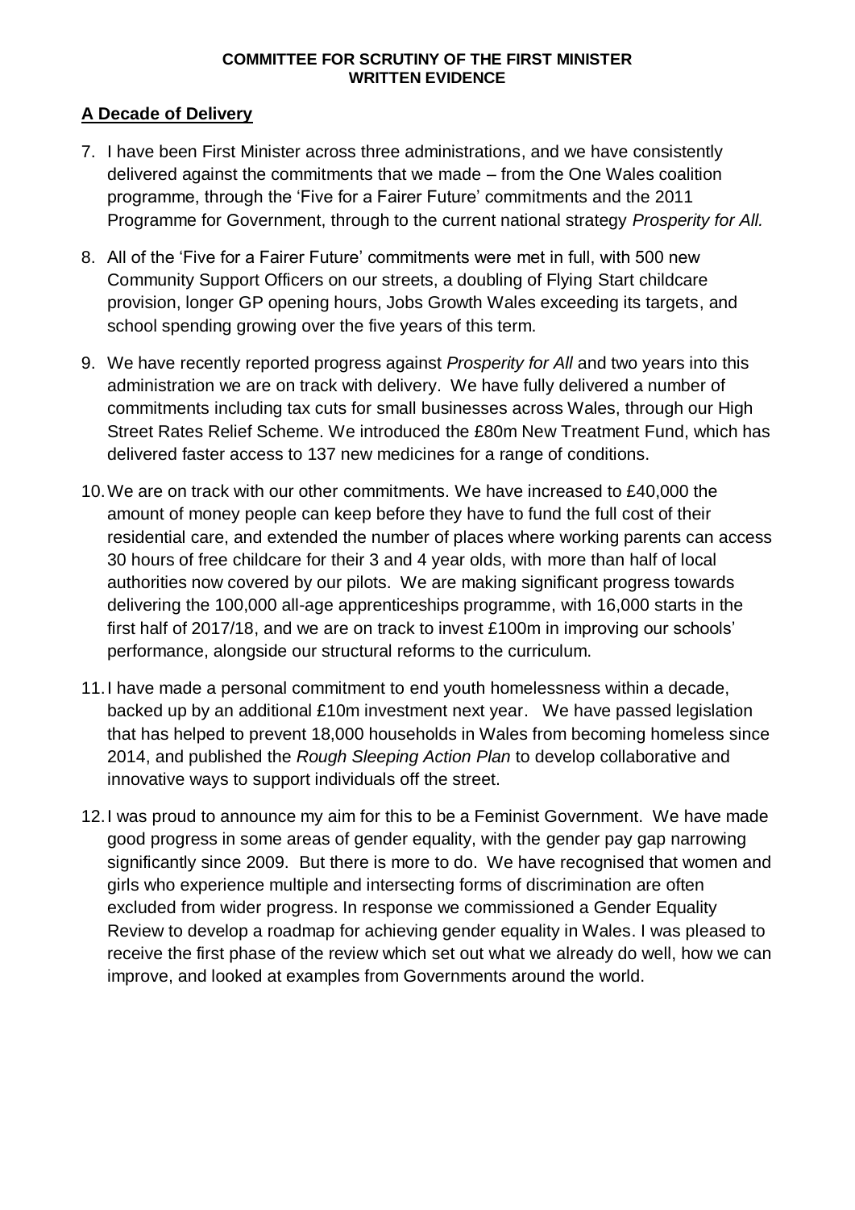**COMMITTEE FOR SCRUTINY OF THE FIRST MINISTER**
**WRITTEN EVIDENCE**

## A Decade of Delivery

7. I have been First Minister across three administrations, and we have consistently delivered against the commitments that we made – from the One Wales coalition programme, through the 'Five for a Fairer Future' commitments and the 2011 Programme for Government, through to the current national strategy *Prosperity for All.*

8. All of the 'Five for a Fairer Future' commitments were met in full, with 500 new Community Support Officers on our streets, a doubling of Flying Start childcare provision, longer GP opening hours, Jobs Growth Wales exceeding its targets, and school spending growing over the five years of this term.

9. We have recently reported progress against *Prosperity for All* and two years into this administration we are on track with delivery. We have fully delivered a number of commitments including tax cuts for small businesses across Wales, through our High Street Rates Relief Scheme. We introduced the £80m New Treatment Fund, which has delivered faster access to 137 new medicines for a range of conditions.

10. We are on track with our other commitments. We have increased to £40,000 the amount of money people can keep before they have to fund the full cost of their residential care, and extended the number of places where working parents can access 30 hours of free childcare for their 3 and 4 year olds, with more than half of local authorities now covered by our pilots. We are making significant progress towards delivering the 100,000 all-age apprenticeships programme, with 16,000 starts in the first half of 2017/18, and we are on track to invest £100m in improving our schools' performance, alongside our structural reforms to the curriculum.

11. I have made a personal commitment to end youth homelessness within a decade, backed up by an additional £10m investment next year. We have passed legislation that has helped to prevent 18,000 households in Wales from becoming homeless since 2014, and published the *Rough Sleeping Action Plan* to develop collaborative and innovative ways to support individuals off the street.

12. I was proud to announce my aim for this to be a Feminist Government. We have made good progress in some areas of gender equality, with the gender pay gap narrowing significantly since 2009. But there is more to do. We have recognised that women and girls who experience multiple and intersecting forms of discrimination are often excluded from wider progress. In response we commissioned a Gender Equality Review to develop a roadmap for achieving gender equality in Wales. I was pleased to receive the first phase of the review which set out what we already do well, how we can improve, and looked at examples from Governments around the world.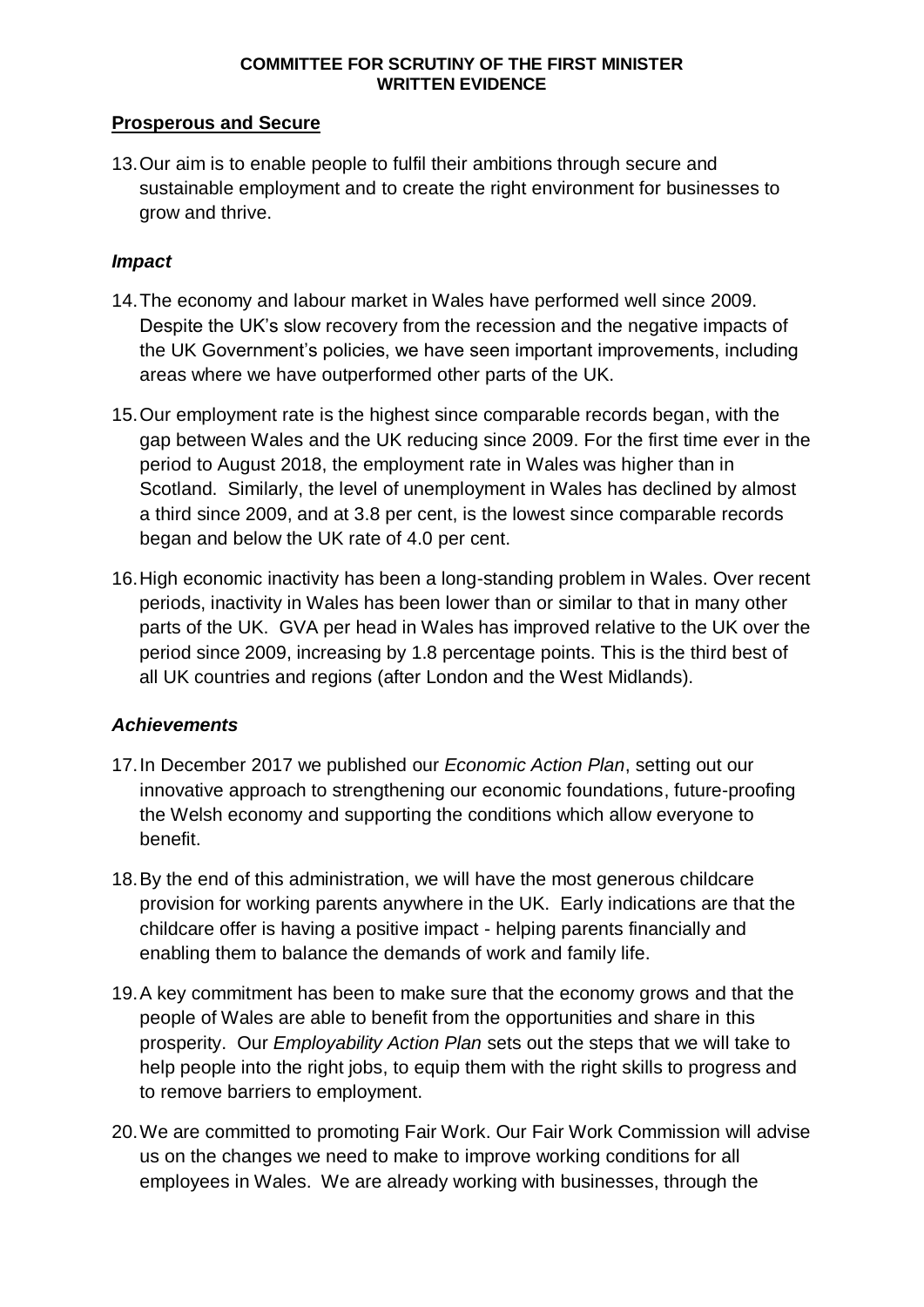## Prosperous and Secure

13. Our aim is to enable people to fulfil their ambitions through secure and sustainable employment and to create the right environment for businesses to grow and thrive.

### *Impact*

14. The economy and labour market in Wales have performed well since 2009. Despite the UK's slow recovery from the recession and the negative impacts of the UK Government's policies, we have seen important improvements, including areas where we have outperformed other parts of the UK.

15. Our employment rate is the highest since comparable records began, with the gap between Wales and the UK reducing since 2009. For the first time ever in the period to August 2018, the employment rate in Wales was higher than in Scotland. Similarly, the level of unemployment in Wales has declined by almost a third since 2009, and at 3.8 per cent, is the lowest since comparable records began and below the UK rate of 4.0 per cent.

16. High economic inactivity has been a long-standing problem in Wales. Over recent periods, inactivity in Wales has been lower than or similar to that in many other parts of the UK. GVA per head in Wales has improved relative to the UK over the period since 2009, increasing by 1.8 percentage points. This is the third best of all UK countries and regions (after London and the West Midlands).

### *Achievements*

17. In December 2017 we published our *Economic Action Plan*, setting out our innovative approach to strengthening our economic foundations, future-proofing the Welsh economy and supporting the conditions which allow everyone to benefit.

18. By the end of this administration, we will have the most generous childcare provision for working parents anywhere in the UK. Early indications are that the childcare offer is having a positive impact - helping parents financially and enabling them to balance the demands of work and family life.

19. A key commitment has been to make sure that the economy grows and that the people of Wales are able to benefit from the opportunities and share in this prosperity. Our *Employability Action Plan* sets out the steps that we will take to help people into the right jobs, to equip them with the right skills to progress and to remove barriers to employment.

20. We are committed to promoting Fair Work. Our Fair Work Commission will advise us on the changes we need to make to improve working conditions for all employees in Wales. We are already working with businesses, through the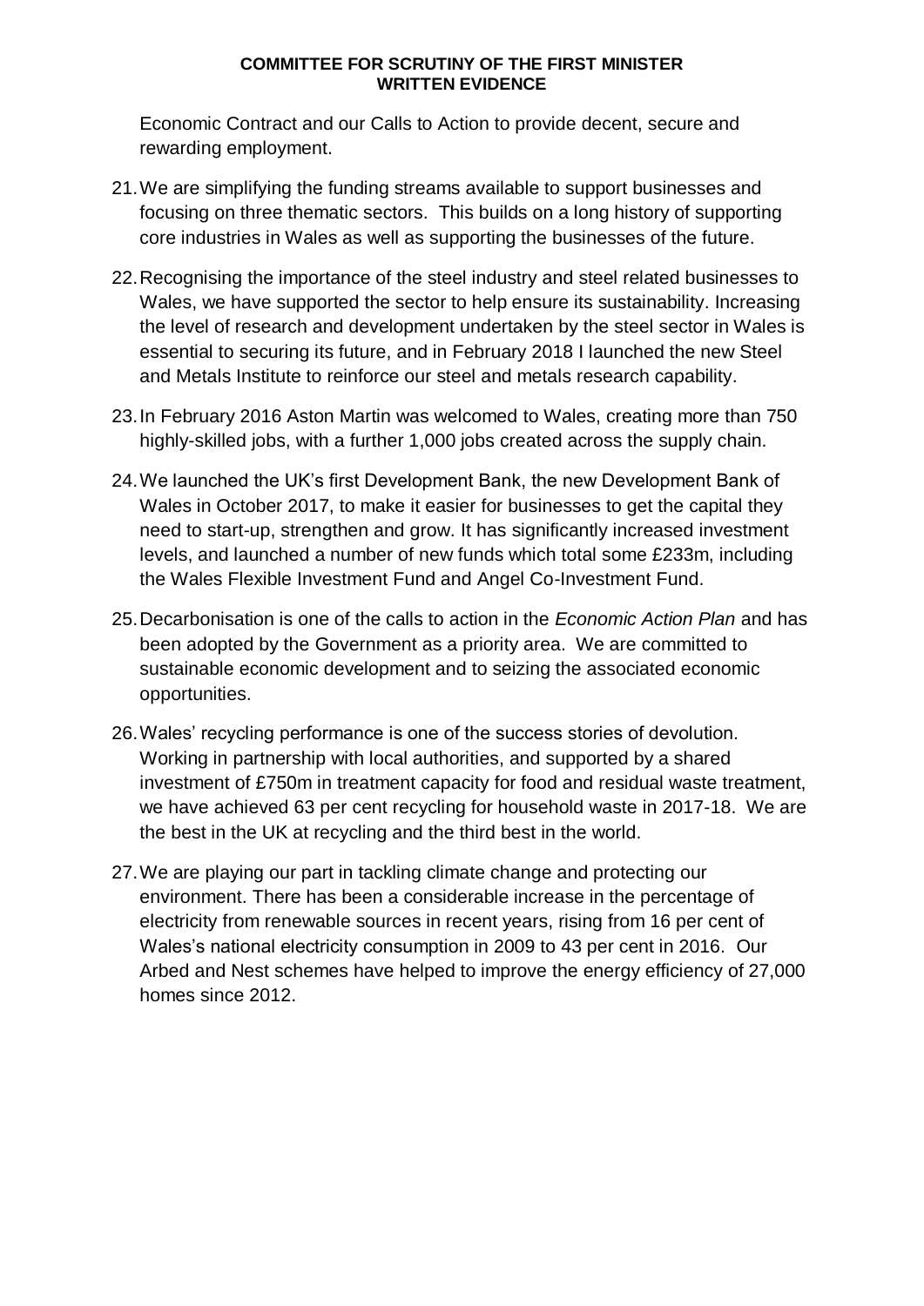Economic Contract and our Calls to Action to provide decent, secure and rewarding employment.

21. We are simplifying the funding streams available to support businesses and focusing on three thematic sectors. This builds on a long history of supporting core industries in Wales as well as supporting the businesses of the future.

22. Recognising the importance of the steel industry and steel related businesses to Wales, we have supported the sector to help ensure its sustainability. Increasing the level of research and development undertaken by the steel sector in Wales is essential to securing its future, and in February 2018 I launched the new Steel and Metals Institute to reinforce our steel and metals research capability.

23. In February 2016 Aston Martin was welcomed to Wales, creating more than 750 highly-skilled jobs, with a further 1,000 jobs created across the supply chain.

24. We launched the UK's first Development Bank, the new Development Bank of Wales in October 2017, to make it easier for businesses to get the capital they need to start-up, strengthen and grow. It has significantly increased investment levels, and launched a number of new funds which total some £233m, including the Wales Flexible Investment Fund and Angel Co-Investment Fund.

25. Decarbonisation is one of the calls to action in the *Economic Action Plan* and has been adopted by the Government as a priority area. We are committed to sustainable economic development and to seizing the associated economic opportunities.

26. Wales' recycling performance is one of the success stories of devolution. Working in partnership with local authorities, and supported by a shared investment of £750m in treatment capacity for food and residual waste treatment, we have achieved 63 per cent recycling for household waste in 2017-18. We are the best in the UK at recycling and the third best in the world.

27. We are playing our part in tackling climate change and protecting our environment. There has been a considerable increase in the percentage of electricity from renewable sources in recent years, rising from 16 per cent of Wales's national electricity consumption in 2009 to 43 per cent in 2016. Our Arbed and Nest schemes have helped to improve the energy efficiency of 27,000 homes since 2012.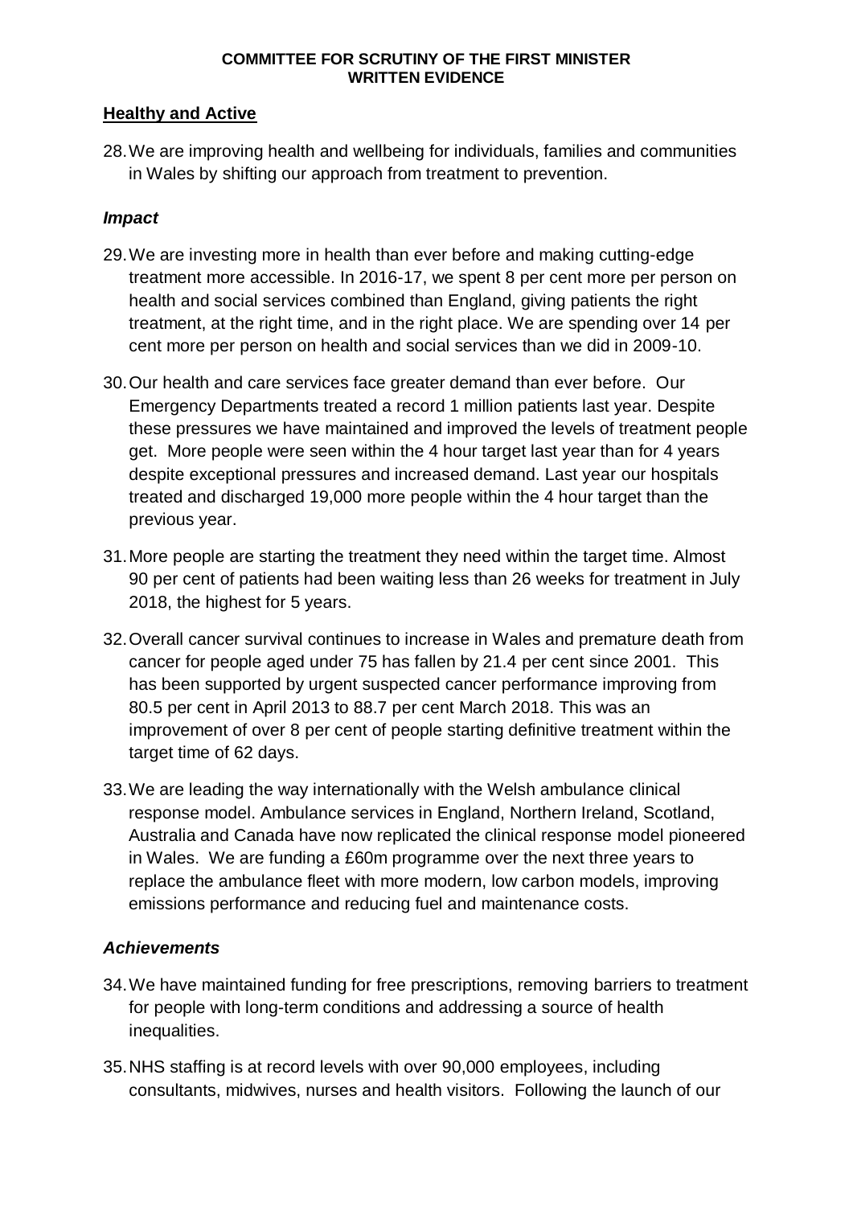## Healthy and Active

28. We are improving health and wellbeing for individuals, families and communities in Wales by shifting our approach from treatment to prevention.

### *Impact*

29. We are investing more in health than ever before and making cutting-edge treatment more accessible. In 2016-17, we spent 8 per cent more per person on health and social services combined than England, giving patients the right treatment, at the right time, and in the right place. We are spending over 14 per cent more per person on health and social services than we did in 2009-10.

30. Our health and care services face greater demand than ever before. Our Emergency Departments treated a record 1 million patients last year. Despite these pressures we have maintained and improved the levels of treatment people get. More people were seen within the 4 hour target last year than for 4 years despite exceptional pressures and increased demand. Last year our hospitals treated and discharged 19,000 more people within the 4 hour target than the previous year.

31. More people are starting the treatment they need within the target time. Almost 90 per cent of patients had been waiting less than 26 weeks for treatment in July 2018, the highest for 5 years.

32. Overall cancer survival continues to increase in Wales and premature death from cancer for people aged under 75 has fallen by 21.4 per cent since 2001. This has been supported by urgent suspected cancer performance improving from 80.5 per cent in April 2013 to 88.7 per cent March 2018. This was an improvement of over 8 per cent of people starting definitive treatment within the target time of 62 days.

33. We are leading the way internationally with the Welsh ambulance clinical response model. Ambulance services in England, Northern Ireland, Scotland, Australia and Canada have now replicated the clinical response model pioneered in Wales. We are funding a £60m programme over the next three years to replace the ambulance fleet with more modern, low carbon models, improving emissions performance and reducing fuel and maintenance costs.

### *Achievements*

34. We have maintained funding for free prescriptions, removing barriers to treatment for people with long-term conditions and addressing a source of health inequalities.

35. NHS staffing is at record levels with over 90,000 employees, including consultants, midwives, nurses and health visitors. Following the launch of our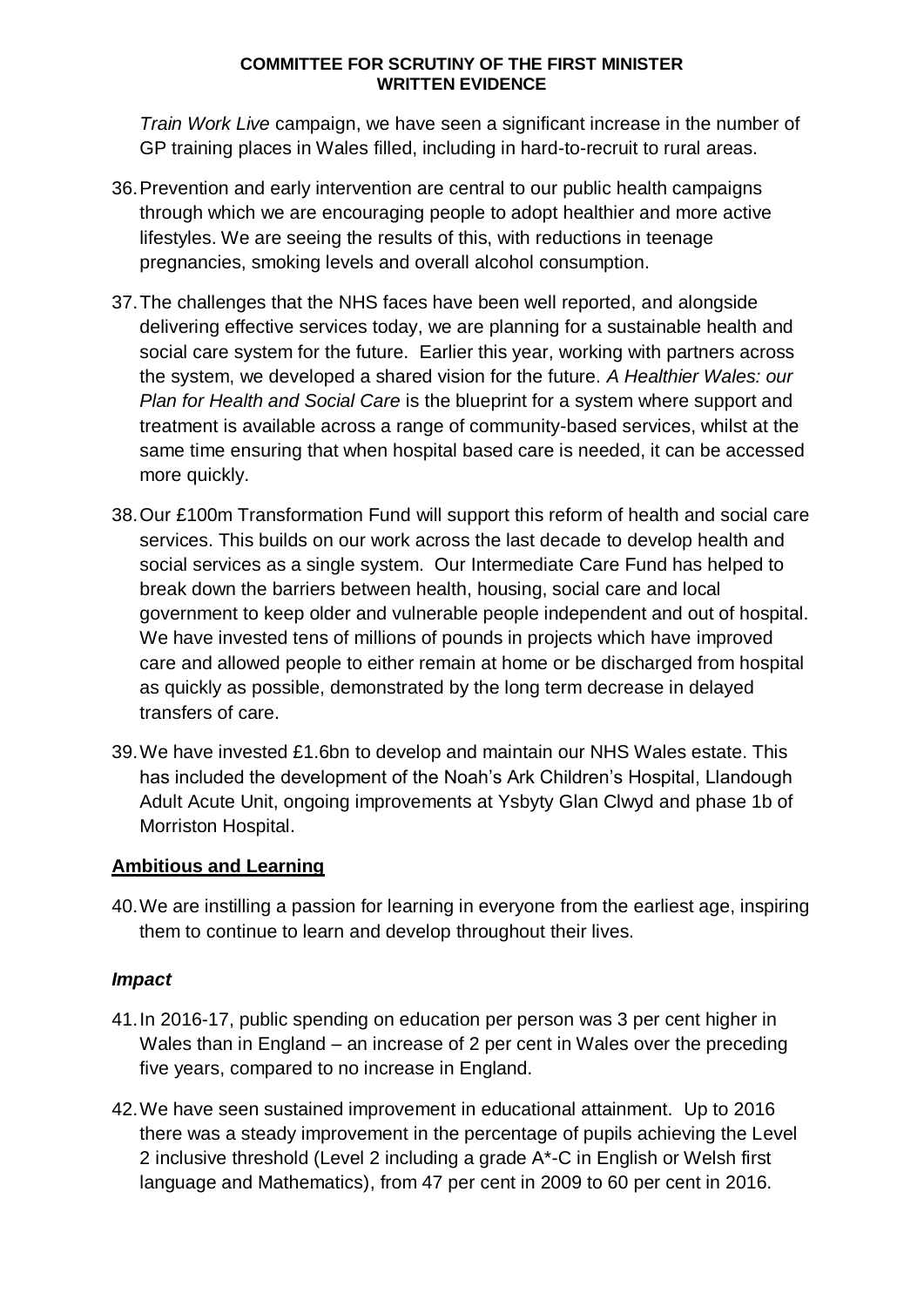*Train Work Live* campaign, we have seen a significant increase in the number of GP training places in Wales filled, including in hard-to-recruit to rural areas.

36. Prevention and early intervention are central to our public health campaigns through which we are encouraging people to adopt healthier and more active lifestyles. We are seeing the results of this, with reductions in teenage pregnancies, smoking levels and overall alcohol consumption.

37. The challenges that the NHS faces have been well reported, and alongside delivering effective services today, we are planning for a sustainable health and social care system for the future. Earlier this year, working with partners across the system, we developed a shared vision for the future. *A Healthier Wales: our Plan for Health and Social Care* is the blueprint for a system where support and treatment is available across a range of community-based services, whilst at the same time ensuring that when hospital based care is needed, it can be accessed more quickly.

38. Our £100m Transformation Fund will support this reform of health and social care services. This builds on our work across the last decade to develop health and social services as a single system. Our Intermediate Care Fund has helped to break down the barriers between health, housing, social care and local government to keep older and vulnerable people independent and out of hospital. We have invested tens of millions of pounds in projects which have improved care and allowed people to either remain at home or be discharged from hospital as quickly as possible, demonstrated by the long term decrease in delayed transfers of care.

39. We have invested £1.6bn to develop and maintain our NHS Wales estate. This has included the development of the Noah's Ark Children's Hospital, Llandough Adult Acute Unit, ongoing improvements at Ysbyty Glan Clwyd and phase 1b of Morriston Hospital.

## Ambitious and Learning

40. We are instilling a passion for learning in everyone from the earliest age, inspiring them to continue to learn and develop throughout their lives.

### *Impact*

41. In 2016-17, public spending on education per person was 3 per cent higher in Wales than in England – an increase of 2 per cent in Wales over the preceding five years, compared to no increase in England.

42. We have seen sustained improvement in educational attainment. Up to 2016 there was a steady improvement in the percentage of pupils achieving the Level 2 inclusive threshold (Level 2 including a grade A*-C in English or Welsh first language and Mathematics), from 47 per cent in 2009 to 60 per cent in 2016.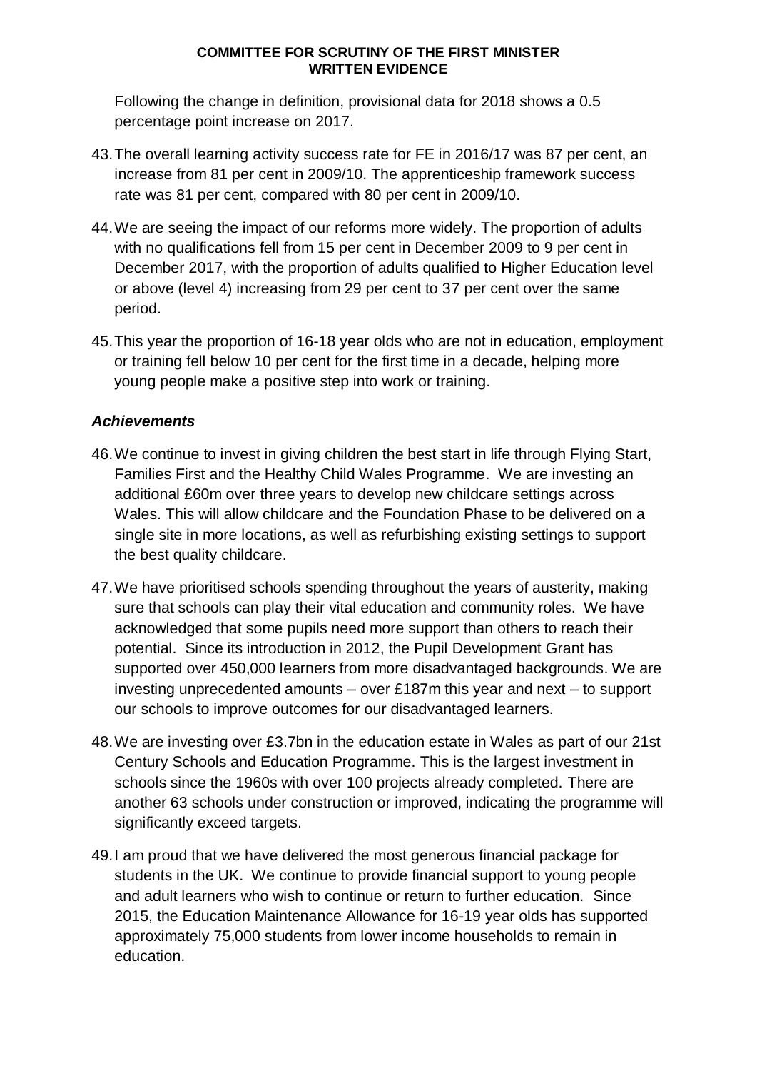Following the change in definition, provisional data for 2018 shows a 0.5 percentage point increase on 2017.

43. The overall learning activity success rate for FE in 2016/17 was 87 per cent, an increase from 81 per cent in 2009/10. The apprenticeship framework success rate was 81 per cent, compared with 80 per cent in 2009/10.

44. We are seeing the impact of our reforms more widely. The proportion of adults with no qualifications fell from 15 per cent in December 2009 to 9 per cent in December 2017, with the proportion of adults qualified to Higher Education level or above (level 4) increasing from 29 per cent to 37 per cent over the same period.

45. This year the proportion of 16-18 year olds who are not in education, employment or training fell below 10 per cent for the first time in a decade, helping more young people make a positive step into work or training.

### *Achievements*

46. We continue to invest in giving children the best start in life through Flying Start, Families First and the Healthy Child Wales Programme. We are investing an additional £60m over three years to develop new childcare settings across Wales. This will allow childcare and the Foundation Phase to be delivered on a single site in more locations, as well as refurbishing existing settings to support the best quality childcare.

47. We have prioritised schools spending throughout the years of austerity, making sure that schools can play their vital education and community roles. We have acknowledged that some pupils need more support than others to reach their potential. Since its introduction in 2012, the Pupil Development Grant has supported over 450,000 learners from more disadvantaged backgrounds. We are investing unprecedented amounts – over £187m this year and next – to support our schools to improve outcomes for our disadvantaged learners.

48. We are investing over £3.7bn in the education estate in Wales as part of our 21st Century Schools and Education Programme. This is the largest investment in schools since the 1960s with over 100 projects already completed. There are another 63 schools under construction or improved, indicating the programme will significantly exceed targets.

49. I am proud that we have delivered the most generous financial package for students in the UK. We continue to provide financial support to young people and adult learners who wish to continue or return to further education. Since 2015, the Education Maintenance Allowance for 16-19 year olds has supported approximately 75,000 students from lower income households to remain in education.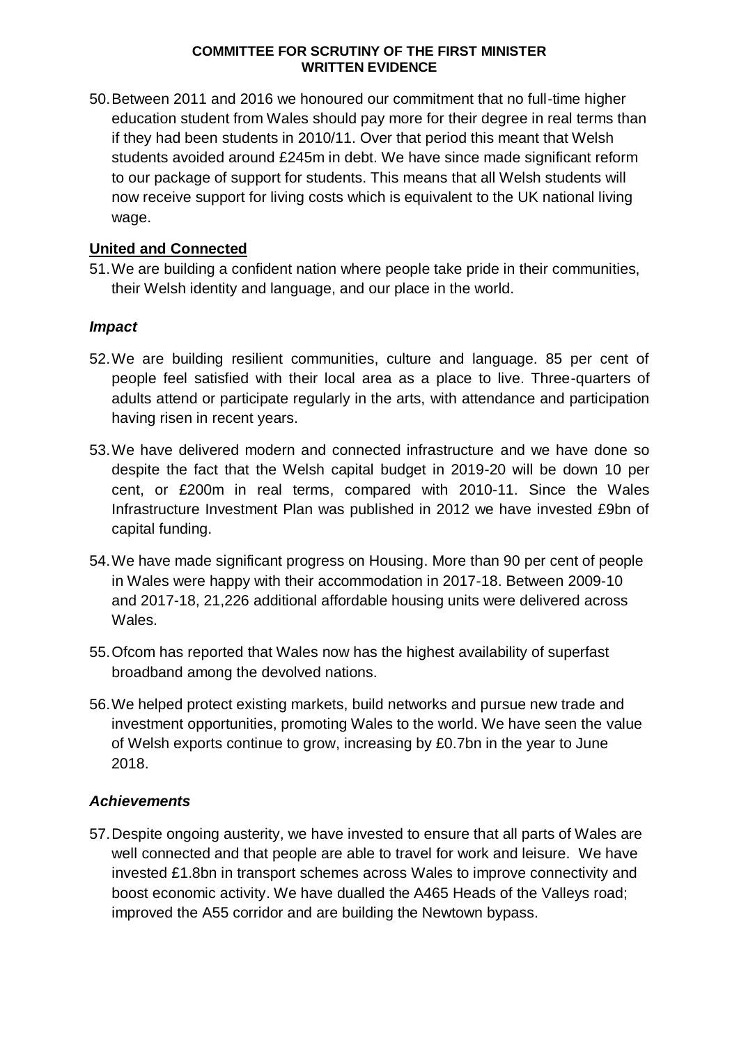50. Between 2011 and 2016 we honoured our commitment that no full-time higher education student from Wales should pay more for their degree in real terms than if they had been students in 2010/11. Over that period this meant that Welsh students avoided around £245m in debt. We have since made significant reform to our package of support for students. This means that all Welsh students will now receive support for living costs which is equivalent to the UK national living wage.

## United and Connected

51. We are building a confident nation where people take pride in their communities, their Welsh identity and language, and our place in the world.

### *Impact*

52. We are building resilient communities, culture and language. 85 per cent of people feel satisfied with their local area as a place to live. Three-quarters of adults attend or participate regularly in the arts, with attendance and participation having risen in recent years.

53. We have delivered modern and connected infrastructure and we have done so despite the fact that the Welsh capital budget in 2019-20 will be down 10 per cent, or £200m in real terms, compared with 2010-11. Since the Wales Infrastructure Investment Plan was published in 2012 we have invested £9bn of capital funding.

54. We have made significant progress on Housing. More than 90 per cent of people in Wales were happy with their accommodation in 2017-18. Between 2009-10 and 2017-18, 21,226 additional affordable housing units were delivered across Wales.

55. Ofcom has reported that Wales now has the highest availability of superfast broadband among the devolved nations.

56. We helped protect existing markets, build networks and pursue new trade and investment opportunities, promoting Wales to the world. We have seen the value of Welsh exports continue to grow, increasing by £0.7bn in the year to June 2018.

### *Achievements*

57. Despite ongoing austerity, we have invested to ensure that all parts of Wales are well connected and that people are able to travel for work and leisure. We have invested £1.8bn in transport schemes across Wales to improve connectivity and boost economic activity. We have dualled the A465 Heads of the Valleys road; improved the A55 corridor and are building the Newtown bypass.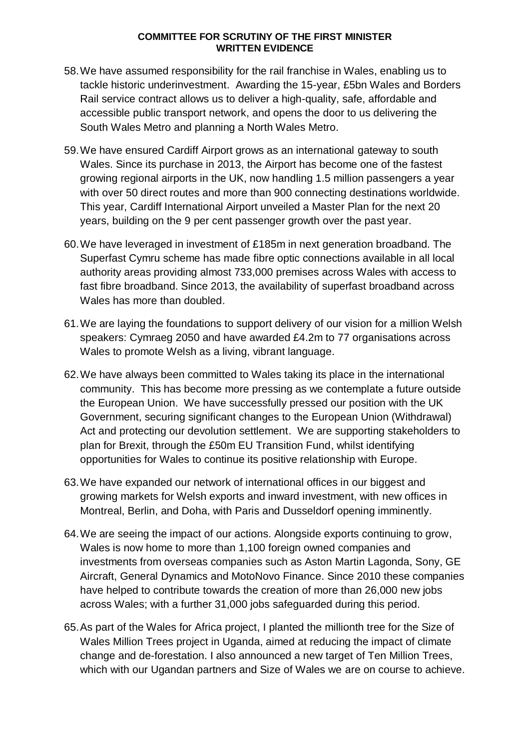58. We have assumed responsibility for the rail franchise in Wales, enabling us to tackle historic underinvestment. Awarding the 15-year, £5bn Wales and Borders Rail service contract allows us to deliver a high-quality, safe, affordable and accessible public transport network, and opens the door to us delivering the South Wales Metro and planning a North Wales Metro.

59. We have ensured Cardiff Airport grows as an international gateway to south Wales. Since its purchase in 2013, the Airport has become one of the fastest growing regional airports in the UK, now handling 1.5 million passengers a year with over 50 direct routes and more than 900 connecting destinations worldwide. This year, Cardiff International Airport unveiled a Master Plan for the next 20 years, building on the 9 per cent passenger growth over the past year.

60. We have leveraged in investment of £185m in next generation broadband. The Superfast Cymru scheme has made fibre optic connections available in all local authority areas providing almost 733,000 premises across Wales with access to fast fibre broadband. Since 2013, the availability of superfast broadband across Wales has more than doubled.

61. We are laying the foundations to support delivery of our vision for a million Welsh speakers: Cymraeg 2050 and have awarded £4.2m to 77 organisations across Wales to promote Welsh as a living, vibrant language.

62. We have always been committed to Wales taking its place in the international community. This has become more pressing as we contemplate a future outside the European Union. We have successfully pressed our position with the UK Government, securing significant changes to the European Union (Withdrawal) Act and protecting our devolution settlement. We are supporting stakeholders to plan for Brexit, through the £50m EU Transition Fund, whilst identifying opportunities for Wales to continue its positive relationship with Europe.

63. We have expanded our network of international offices in our biggest and growing markets for Welsh exports and inward investment, with new offices in Montreal, Berlin, and Doha, with Paris and Dusseldorf opening imminently.

64. We are seeing the impact of our actions. Alongside exports continuing to grow, Wales is now home to more than 1,100 foreign owned companies and investments from overseas companies such as Aston Martin Lagonda, Sony, GE Aircraft, General Dynamics and MotoNovo Finance. Since 2010 these companies have helped to contribute towards the creation of more than 26,000 new jobs across Wales; with a further 31,000 jobs safeguarded during this period.

65. As part of the Wales for Africa project, I planted the millionth tree for the Size of Wales Million Trees project in Uganda, aimed at reducing the impact of climate change and de-forestation. I also announced a new target of Ten Million Trees, which with our Ugandan partners and Size of Wales we are on course to achieve.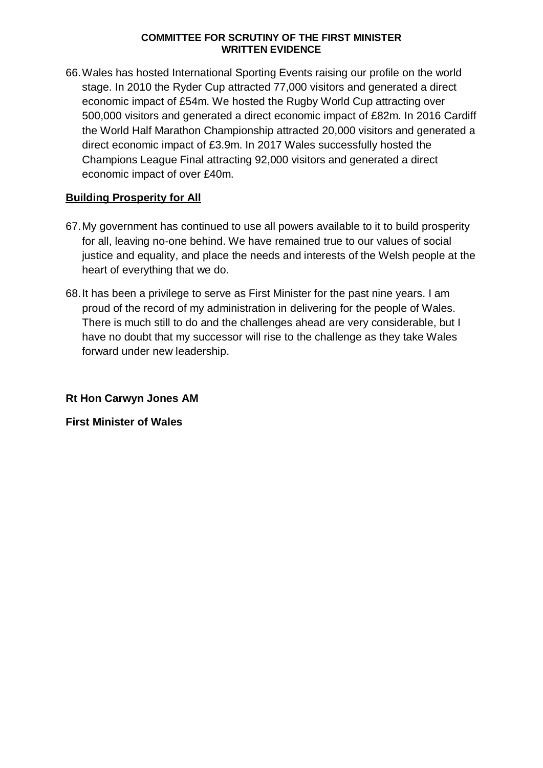66. Wales has hosted International Sporting Events raising our profile on the world stage. In 2010 the Ryder Cup attracted 77,000 visitors and generated a direct economic impact of £54m. We hosted the Rugby World Cup attracting over 500,000 visitors and generated a direct economic impact of £82m. In 2016 Cardiff the World Half Marathon Championship attracted 20,000 visitors and generated a direct economic impact of £3.9m. In 2017 Wales successfully hosted the Champions League Final attracting 92,000 visitors and generated a direct economic impact of over £40m.

## Building Prosperity for All

67. My government has continued to use all powers available to it to build prosperity for all, leaving no-one behind. We have remained true to our values of social justice and equality, and place the needs and interests of the Welsh people at the heart of everything that we do.

68. It has been a privilege to serve as First Minister for the past nine years. I am proud of the record of my administration in delivering for the people of Wales. There is much still to do and the challenges ahead are very considerable, but I have no doubt that my successor will rise to the challenge as they take Wales forward under new leadership.

**Rt Hon Carwyn Jones AM**

**First Minister of Wales**